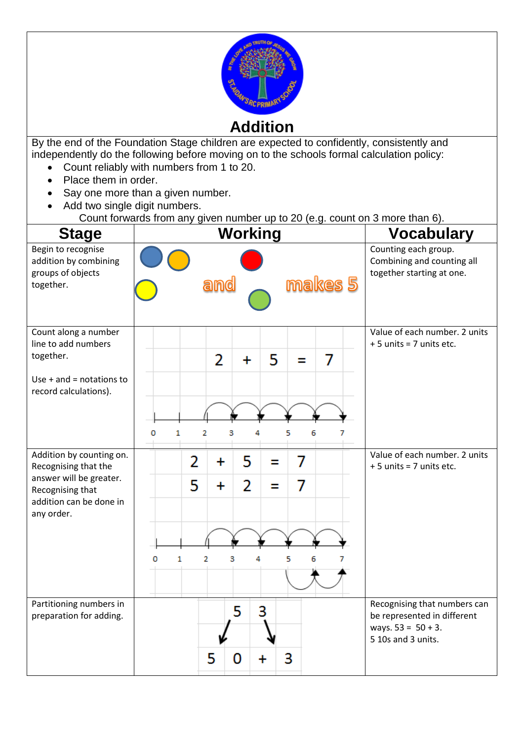# Addition

By the end of the Foundation Stage children are expected to confidently, consistently and independently do the following before moving on to the schools formal calculation policy:

- Count reliably with numbers from 1 to 20.
- Place them in order.
- Say one more than a given number.
- Add two single digit numbers.

Count forwards from any given number up to 20 (e.g. count on 3 more than 6).

| Stage | Working | Vocabulary |
|---|---|---|
| Begin to recognise addition by combining groups of objects together. | and makes 5 | Counting each group. Combining and counting all together starting at one. |
| Count along a number line to add numbers together.<br><br>Use + and = notations to record calculations). | 2 + 5 = 7<br>0 1 2 3 4 5 6 7 | Value of each number. 2 units + 5 units = 7 units etc. |
| Addition by counting on. Recognising that the answer will be greater. Recognising that addition can be done in any order. | 2 + 5 = 7<br>5 + 2 = 7<br>0 1 2 3 4 5 6 7 | Value of each number. 2 units + 5 units = 7 units etc. |
| Partitioning numbers in preparation for adding. | 5 3<br>5 0 + 3 | Recognising that numbers can be represented in different ways. 53 = 50 + 3.<br>5 10s and 3 units. |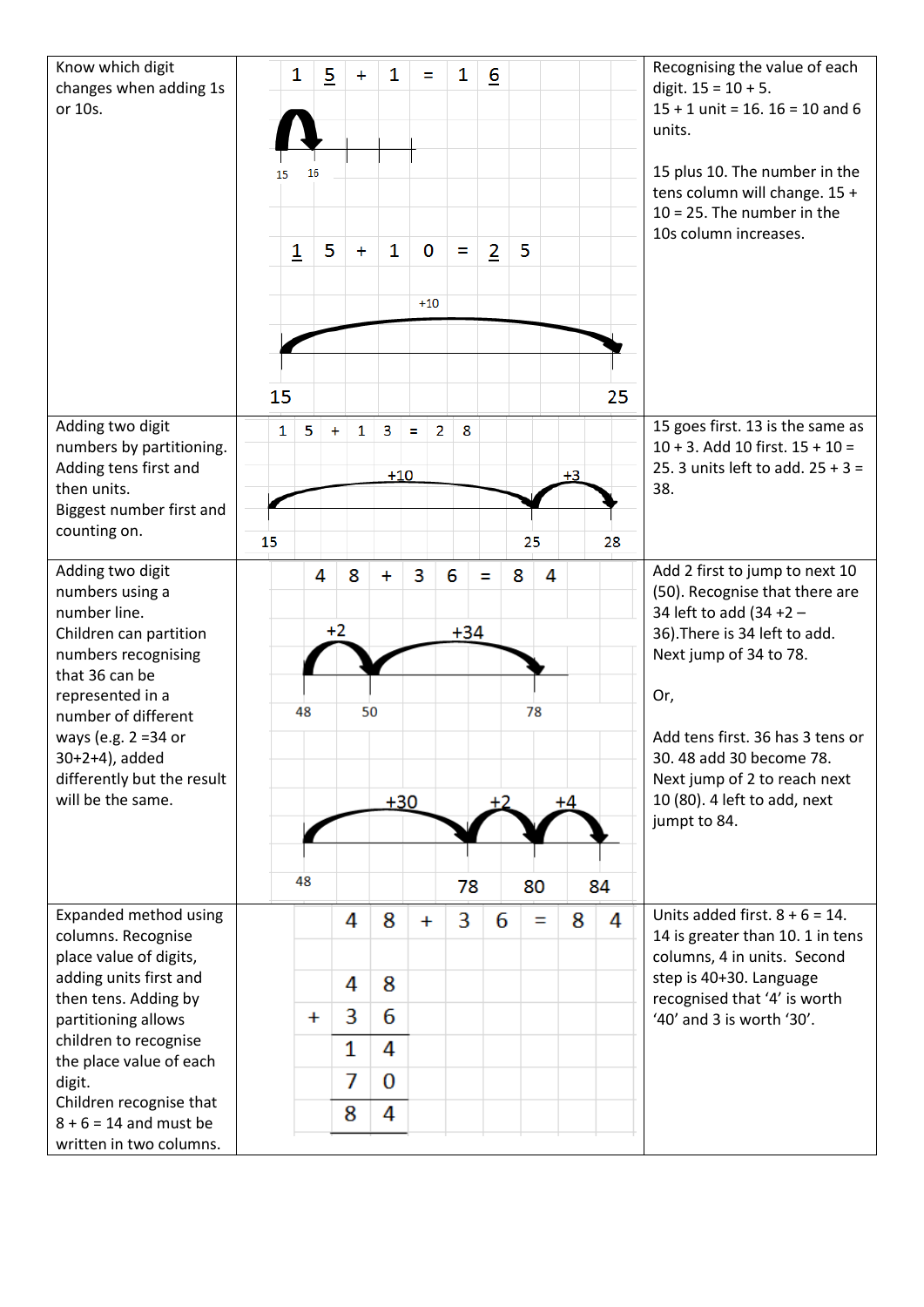| | | |
|---|---|---|
| Know which digit changes when adding 1s or 10s. | 1 5 + 1 = 1 6<br><br>15 16<br><br>1 5 + 1 0 = 2 5<br><br>+10<br><br>15 25 | Recognising the value of each digit. 15 = 10 + 5.<br>15 + 1 unit = 16. 16 = 10 and 6 units.<br><br>15 plus 10. The number in the tens column will change. 15 + 10 = 25. The number in the 10s column increases. |
| Adding two digit numbers by partitioning. Adding tens first and then units.<br>Biggest number first and counting on. | 1 5 + 1 3 = 2 8<br><br>+10 +3<br><br>15 25 28 | 15 goes first. 13 is the same as 10 + 3. Add 10 first. 15 + 10 = 25. 3 units left to add. 25 + 3 = 38. |
| Adding two digit numbers using a number line.<br>Children can partition numbers recognising that 36 can be represented in a number of different ways (e.g. 2 =34 or 30+2+4), added differently but the result will be the same. | 4 8 + 3 6 = 8 4<br><br>+2 +34<br><br>48 50 78<br><br>+30 +2 +4<br><br>48 78 80 84 | Add 2 first to jump to next 10 (50). Recognise that there are 34 left to add (34 +2 – 36).There is 34 left to add. Next jump of 34 to 78.<br><br>Or,<br><br>Add tens first. 36 has 3 tens or 30. 48 add 30 become 78. Next jump of 2 to reach next 10 (80). 4 left to add, next jumpt to 84. |
| Expanded method using columns. Recognise place value of digits, adding units first and then tens. Adding by partitioning allows children to recognise the place value of each digit.<br>Children recognise that 8 + 6 = 14 and must be written in two columns. | 4 8 + 3 6 = 8 4<br><br>&nbsp;&nbsp;4 8<br>+ 3 6<br>&nbsp;&nbsp;1 4<br>&nbsp;&nbsp;7 0<br>&nbsp;&nbsp;8 4 | Units added first. 8 + 6 = 14. 14 is greater than 10. 1 in tens columns, 4 in units. Second step is 40+30. Language recognised that '4' is worth '40' and 3 is worth '30'. |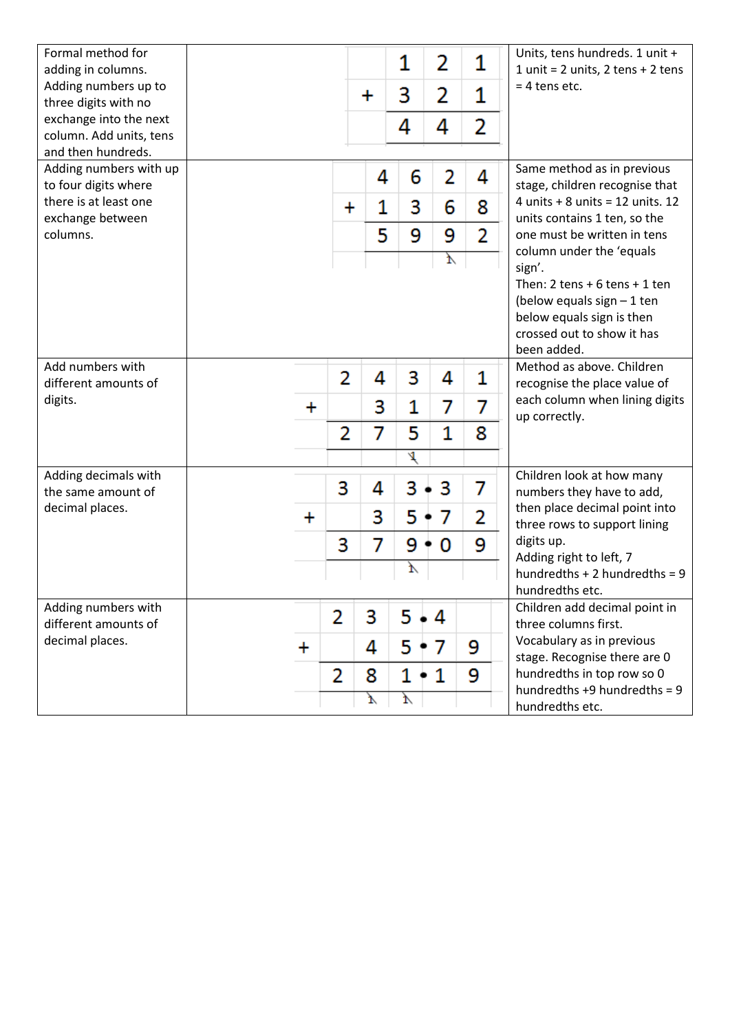| | | |
|---|---|---|
| Formal method for adding in columns. Adding numbers up to three digits with no exchange into the next column. Add units, tens and then hundreds. | $$\begin{array}{r} 121 \\ +\ 321 \\ \hline 442 \end{array}$$ | Units, tens hundreds. 1 unit + 1 unit = 2 units, 2 tens + 2 tens = 4 tens etc. |
| Adding numbers with up to four digits where there is at least one exchange between columns. | $$\begin{array}{r} 4624 \\ +\ 1368 \\ \hline 5992 \\ \hline {\scriptstyle 1}\phantom{2} \end{array}$$ | Same method as in previous stage, children recognise that 4 units + 8 units = 12 units. 12 units contains 1 ten, so the one must be written in tens column under the 'equals sign'. Then: 2 tens + 6 tens + 1 ten (below equals sign – 1 ten below equals sign is then crossed out to show it has been added. |
| Add numbers with different amounts of digits. | $$\begin{array}{r} 24341 \\ +\ 3177 \\ \hline 27518 \\ \hline {\scriptstyle 1}\phantom{18} \end{array}$$ | Method as above. Children recognise the place value of each column when lining digits up correctly. |
| Adding decimals with the same amount of decimal places. | $$\begin{array}{r} 343.37 \\ +\ 35.72 \\ \hline 379.09 \\ \hline {\scriptstyle 1}\phantom{.09} \end{array}$$ | Children look at how many numbers they have to add, then place decimal point into three rows to support lining digits up. Adding right to left, 7 hundreths + 2 hundreths = 9 hundredths etc. |
| Adding numbers with different amounts of decimal places. | $$\begin{array}{r} 235.4\phantom{0} \\ +\ 45.79 \\ \hline 281.19 \\ \hline {\scriptstyle 1}\,{\scriptstyle 1}\phantom{.19} \end{array}$$ | Children add decimal point in three columns first. Vocabulary as in previous stage. Recognise there are 0 hundredths in top row so 0 hundredths +9 hundredths = 9 hundredths etc. |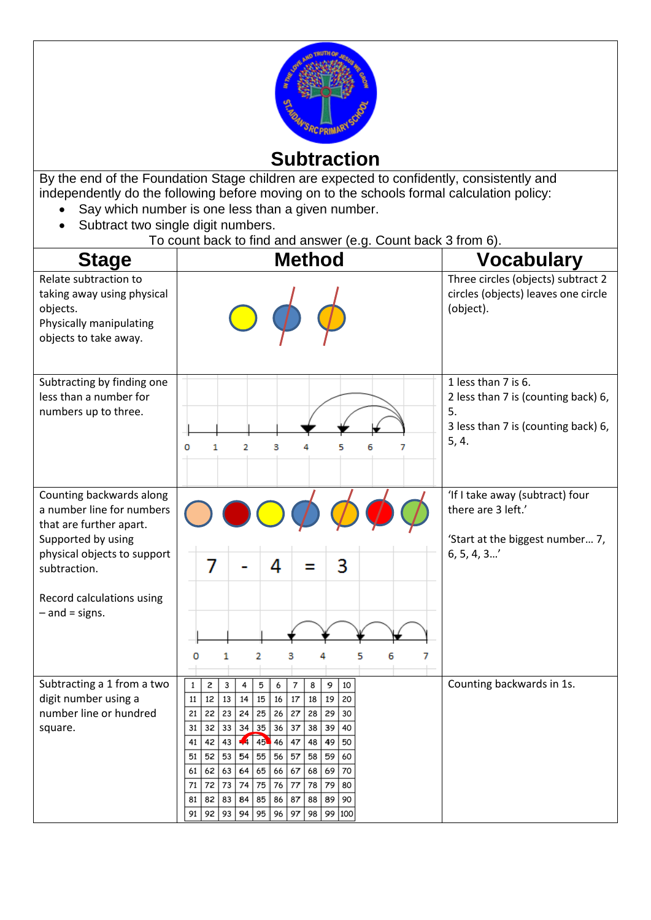# Subtraction

By the end of the Foundation Stage children are expected to confidently, consistently and independently do the following before moving on to the schools formal calculation policy:

- Say which number is one less than a given number.
- Subtract two single digit numbers.

To count back to find and answer (e.g. Count back 3 from 6).

| Stage | Method | Vocabulary |
|---|---|---|
| Relate subtraction to taking away using physical objects. Physically manipulating objects to take away. | | Three circles (objects) subtract 2 circles (objects) leaves one circle (object). |
| Subtracting by finding one less than a number for numbers up to three. | 0 1 2 3 4 5 6 7 | 1 less than 7 is 6. 2 less than 7 is (counting back) 6, 5. 3 less than 7 is (counting back) 6, 5, 4. |
| Counting backwards along a number line for numbers that are further apart. Supported by using physical objects to support subtraction. Record calculations using – and = signs. | 7 - 4 = 3<br>0 1 2 3 4 5 6 7 | 'If I take away (subtract) four there are 3 left.' 'Start at the biggest number… 7, 6, 5, 4, 3…' |
| Subtracting a 1 from a two digit number using a number line or hundred square. | 1–100 hundred square (45 to 44 marked) | Counting backwards in 1s. |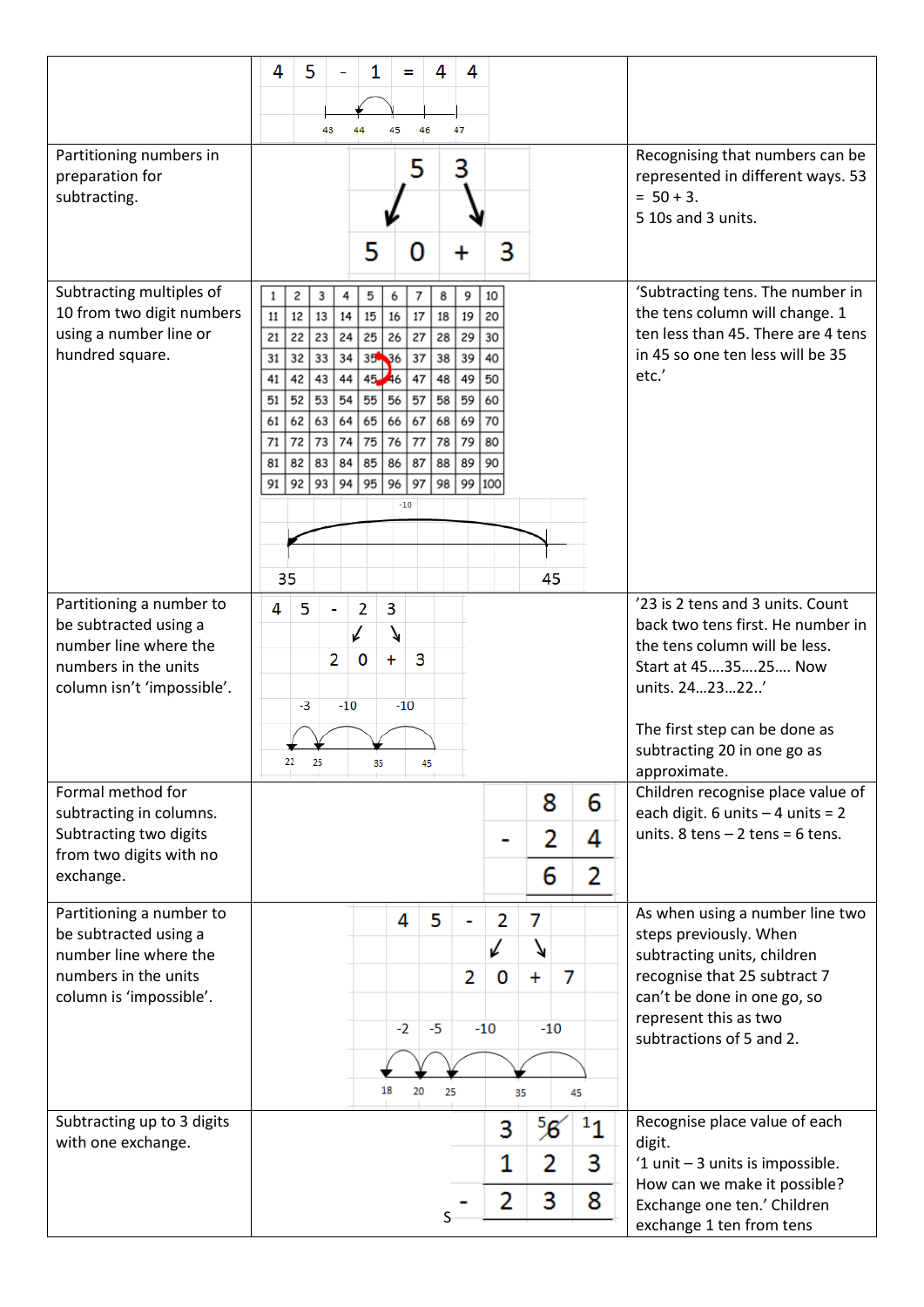| | | |
|---|---|---|
| | 4 5 - 1 = 4 4<br>43 44 45 46 47 | |
| Partitioning numbers in preparation for subtracting. | 5 3<br>↙ ↘<br>5 0 + 3 | Recognising that numbers can be represented in different ways. 53 = 50 + 3.<br>5 10s and 3 units. |
| Subtracting multiples of 10 from two digit numbers using a number line or hundred square. | 1 2 3 4 5 6 7 8 9 10<br>11 12 13 14 15 16 17 18 19 20<br>21 22 23 24 25 26 27 28 29 30<br>31 32 33 34 35 36 37 38 39 40<br>41 42 43 44 45 46 47 48 49 50<br>51 52 53 54 55 56 57 58 59 60<br>61 62 63 64 65 66 67 68 69 70<br>71 72 73 74 75 76 77 78 79 80<br>81 82 83 84 85 86 87 88 89 90<br>91 92 93 94 95 96 97 98 99 100<br>-10<br>35 45 | 'Subtracting tens. The number in the tens column will change. 1 ten less than 45. There are 4 tens in 45 so one ten less will be 35 etc.' |
| Partitioning a number to be subtracted using a number line where the numbers in the units column isn't 'impossible'. | 4 5 - 2 3<br>↙ ↘<br>2 0 + 3<br>-3 -10 -10<br>22 25 35 45 | '23 is 2 tens and 3 units. Count back two tens first. He number in the tens column will be less. Start at 45….35….25…. Now units. 24…23…22..'<br><br>The first step can be done as subtracting 20 in one go as approximate. |
| Formal method for subtracting in columns. Subtracting two digits from two digits with no exchange. | 8 6<br>- 2 4<br>6 2 | Children recognise place value of each digit. 6 units – 4 units = 2 units. 8 tens – 2 tens = 6 tens. |
| Partitioning a number to be subtracted using a number line where the numbers in the units column is 'impossible'. | 4 5 - 2 7<br>↙ ↘<br>2 0 + 7<br>-2 -5 -10 -10<br>18 20 25 35 45 | As when using a number line two steps previously. When subtracting units, children recognise that 25 subtract 7 can't be done in one go, so represent this as two subtractions of 5 and 2. |
| Subtracting up to 3 digits with one exchange. | 3 ⁵6̸ ¹1<br>- 1 2 3<br>2 3 8 | Recognise place value of each digit.<br>'1 unit – 3 units is impossible. How can we make it possible? Exchange one ten.' Children exchange 1 ten from tens |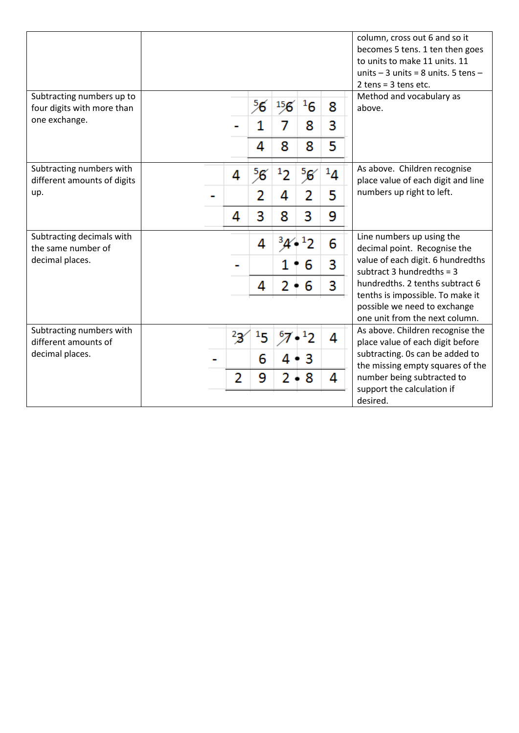| | | |
|---|---|---|
| | | column, cross out 6 and so it becomes 5 tens. 1 ten then goes to units to make 11 units. 11 units – 3 units = 8 units. 5 tens – 2 tens = 3 tens etc. |
| Subtracting numbers up to four digits with more than one exchange. | $\begin{array}{rcccc} & \overset{5}{\cancel{6}} & \overset{15}{\cancel{6}} & {}^{1}6 & 8 \\ - & 1 & 7 & 8 & 3 \\ \hline & 4 & 8 & 8 & 5 \end{array}$ | Method and vocabulary as above. |
| Subtracting numbers with different amounts of digits up. | $\begin{array}{rccccc} & 4 & \overset{5}{\cancel{6}} & {}^{1}2 & \overset{5}{\cancel{6}} & {}^{1}4 \\ - & & 2 & 4 & 2 & 5 \\ \hline & 4 & 3 & 8 & 3 & 9 \end{array}$ | As above. Children recognise place value of each digit and line numbers up right to left. |
| Subtracting decimals with the same number of decimal places. | $\begin{array}{rcccc} & 4 & \overset{3}{\cancel{4}} \bullet & {}^{1}2 & 6 \\ - & & 1 \bullet & 6 & 3 \\ \hline & 4 & 2 \bullet & 6 & 3 \end{array}$ | Line numbers up using the decimal point. Recognise the value of each digit. 6 hundredths subtract 3 hundredths = 3 hundredths. 2 tenths subtract 6 tenths is impossible. To make it possible we need to exchange one unit from the next column. |
| Subtracting numbers with different amounts of decimal places. | $\begin{array}{rccccc} & \overset{2}{\cancel{3}} & {}^{1}5 & \overset{6}{\cancel{7}} \bullet & {}^{1}2 & 4 \\ - & & 6 & 4 \bullet & 3 & \\ \hline & 2 & 9 & 2 \bullet & 8 & 4 \end{array}$ | As above. Children recognise the place value of each digit before subtracting. 0s can be added to the missing empty squares of the number being subtracted to support the calculation if desired. |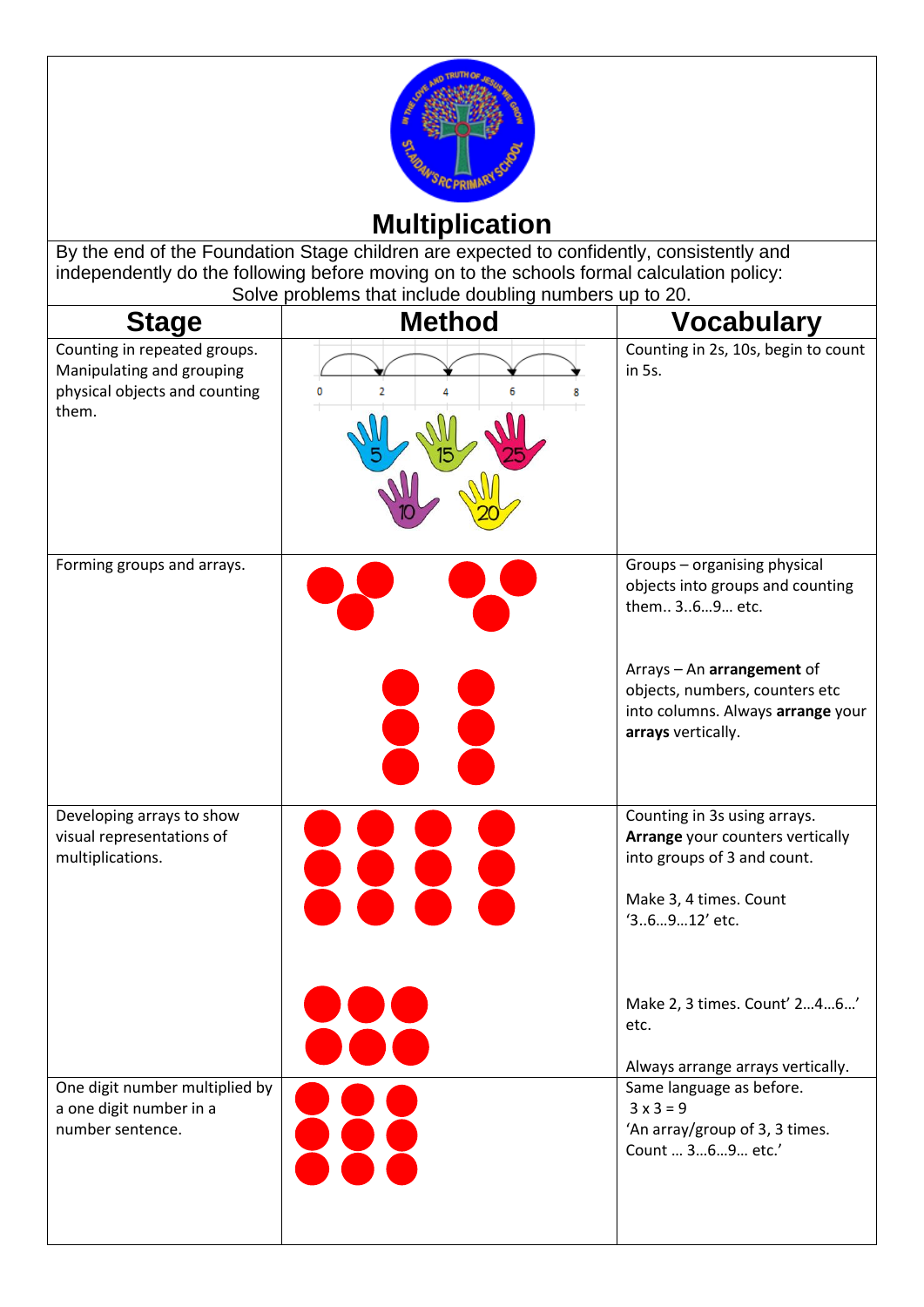# Multiplication

By the end of the Foundation Stage children are expected to confidently, consistently and independently do the following before moving on to the schools formal calculation policy:

Solve problems that include doubling numbers up to 20.

| Stage | Method | Vocabulary |
|---|---|---|
| Counting in repeated groups. Manipulating and grouping physical objects and counting them. | 0 2 4 6 8 | Counting in 2s, 10s, begin to count in 5s. |
| Forming groups and arrays. | | Groups – organising physical objects into groups and counting them.. 3..6…9… etc. Arrays – An **arrangement** of objects, numbers, counters etc into columns. Always **arrange** your **arrays** vertically. |
| Developing arrays to show visual representations of multiplications. | | Counting in 3s using arrays. **Arrange** your counters vertically into groups of 3 and count. Make 3, 4 times. Count '3..6…9…12' etc. Make 2, 3 times. Count' 2…4…6…' etc. Always arrange arrays vertically. |
| One digit number multiplied by a one digit number in a number sentence. | | Same language as before. $3 \times 3 = 9$ 'An array/group of 3, 3 times. Count … 3…6…9… etc.' |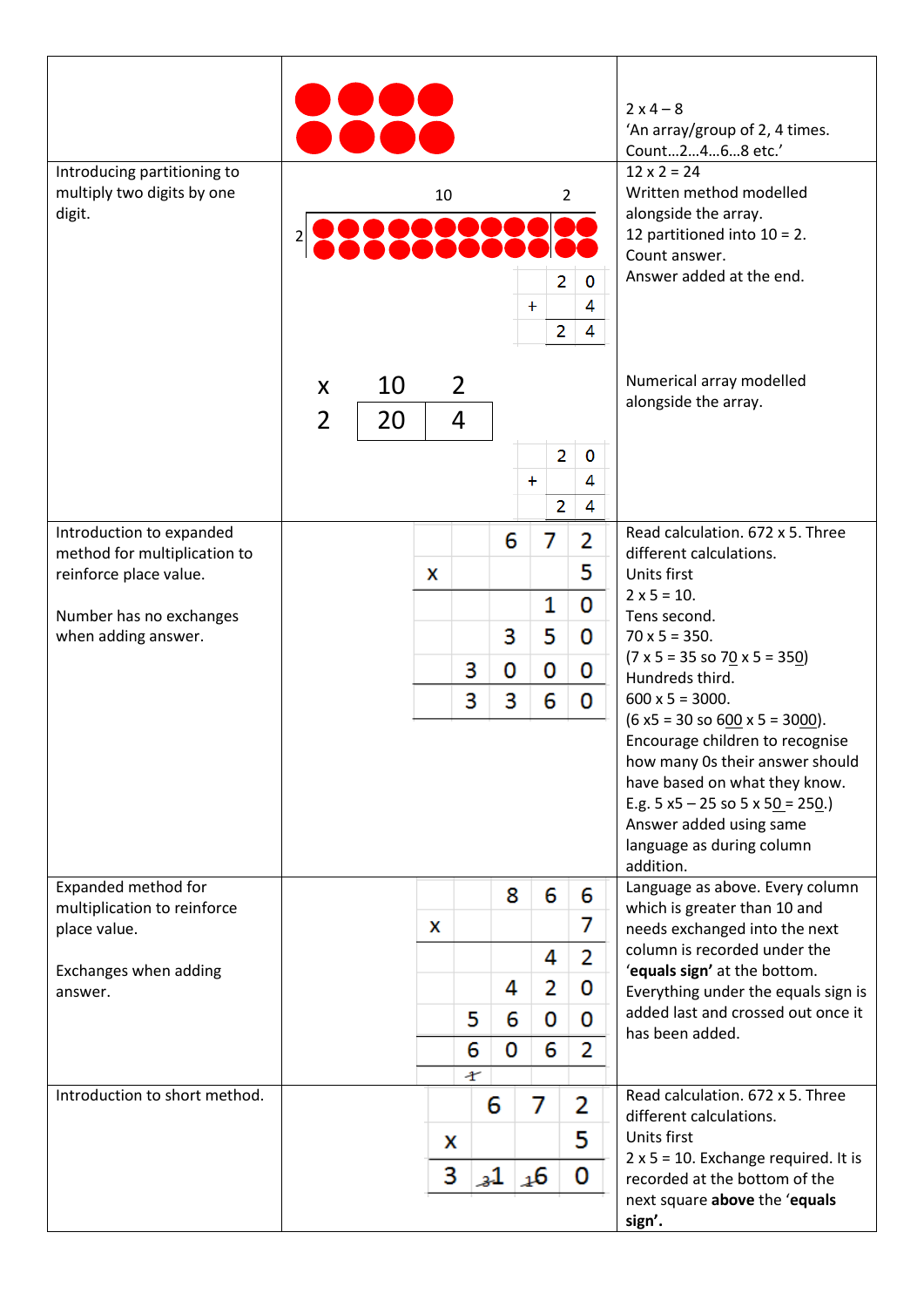| | | |
|---|---|---|
| | ●●●●<br>●●●● | 2 x 4 – 8<br>'An array/group of 2, 4 times. Count…2…4…6…8 etc.' |
| Introducing partitioning to multiply two digits by one digit. | 10 &#124; 2<br>2 &#124; ●●●●●●●●●● ●●<br>●●●●●●●●●● ●●<br><br>20<br>+ 4<br>24<br><br>x &#124; 10 &#124; 2<br>2 &#124; 20 &#124; 4<br><br>20<br>+ 4<br>24 | 12 x 2 = 24<br>Written method modelled alongside the array.<br>12 partitioned into 10 = 2.<br>Count answer.<br>Answer added at the end.<br><br>Numerical array modelled alongside the array. |
| Introduction to expanded method for multiplication to reinforce place value.<br><br>Number has no exchanges when adding answer. | 672<br>x 5<br>10<br>350<br>3000<br>3360 | Read calculation. 672 x 5. Three different calculations.<br>Units first<br>2 x 5 = 10.<br>Tens second.<br>70 x 5 = 350.<br>(7 x 5 = 35 so 7<u>0</u> x 5 = 35<u>0</u>)<br>Hundreds third.<br>600 x 5 = 3000.<br>(6 x5 = 30 so 6<u>00</u> x 5 = 30<u>00</u>).<br>Encourage children to recognise how many 0s their answer should have based on what they know.<br>E.g. 5 x5 – 25 so 5 x 5<u>0</u> = 25<u>0</u>.)<br>Answer added using same language as during column addition. |
| Expanded method for multiplication to reinforce place value.<br><br>Exchanges when adding answer. | 866<br>x 7<br>42<br>420<br>5600<br>6062<br>1 (crossed out) | Language as above. Every column which is greater than 10 and needs exchanged into the next column is recorded under the '**equals sign'** at the bottom.<br>Everything under the equals sign is added last and crossed out once it has been added. |
| Introduction to short method. | 672<br>x 5<br>3 ₃1 ₁6 0 | Read calculation. 672 x 5. Three different calculations.<br>Units first<br>2 x 5 = 10. Exchange required. It is recorded at the bottom of the next square **above** the '**equals sign'.** |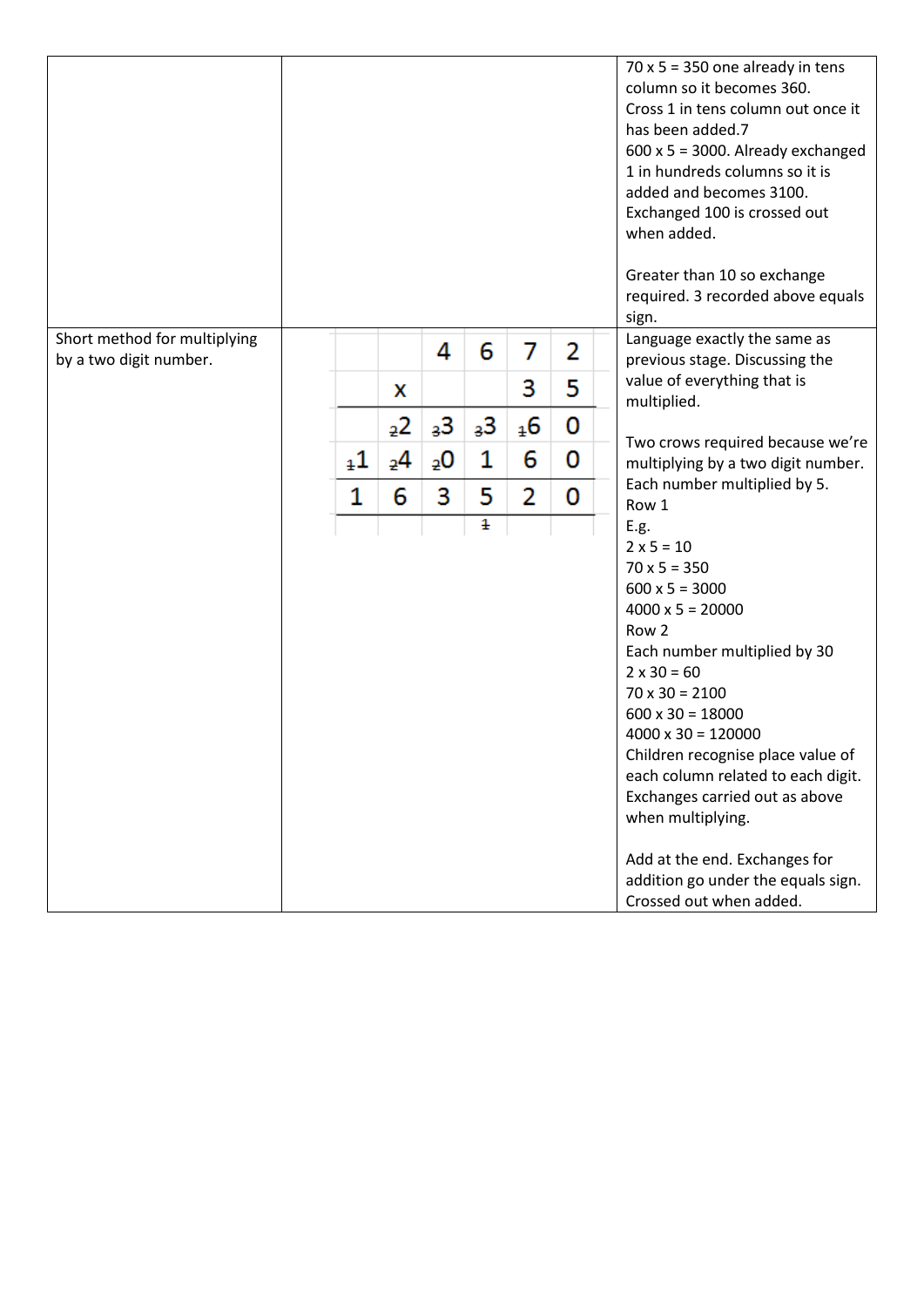| | | |
|---|---|---|
| | | 70 x 5 = 350 one already in tens column so it becomes 360.<br>Cross 1 in tens column out once it has been added.7<br>600 x 5 = 3000. Already exchanged 1 in hundreds columns so it is added and becomes 3100.<br>Exchanged 100 is crossed out when added.<br><br>Greater than 10 so exchange required. 3 recorded above equals sign. |
| Short method for multiplying by a two digit number. | <table><tr><td></td><td></td><td>4</td><td>6</td><td>7</td><td>2</td></tr><tr><td></td><td>x</td><td></td><td></td><td>3</td><td>5</td></tr><tr><td></td><td>$_2$2</td><td>$_3$3</td><td>$_3$3</td><td>$_1$6</td><td>0</td></tr><tr><td>$_1$1</td><td>$_2$4</td><td>$_2$0</td><td>1</td><td>6</td><td>0</td></tr><tr><td>1</td><td>6</td><td>3</td><td>5</td><td>2</td><td>0</td></tr><tr><td></td><td></td><td></td><td>1</td><td></td><td></td></tr></table> | Language exactly the same as previous stage. Discussing the value of everything that is multiplied.<br><br>Two crows required because we're multiplying by a two digit number. Each number multiplied by 5.<br>Row 1<br>E.g.<br>2 x 5 = 10<br>70 x 5 = 350<br>600 x 5 = 3000<br>4000 x 5 = 20000<br>Row 2<br>Each number multiplied by 30<br>2 x 30 = 60<br>70 x 30 = 2100<br>600 x 30 = 18000<br>4000 x 30 = 120000<br>Children recognise place value of each column related to each digit. Exchanges carried out as above when multiplying.<br><br>Add at the end. Exchanges for addition go under the equals sign. Crossed out when added. |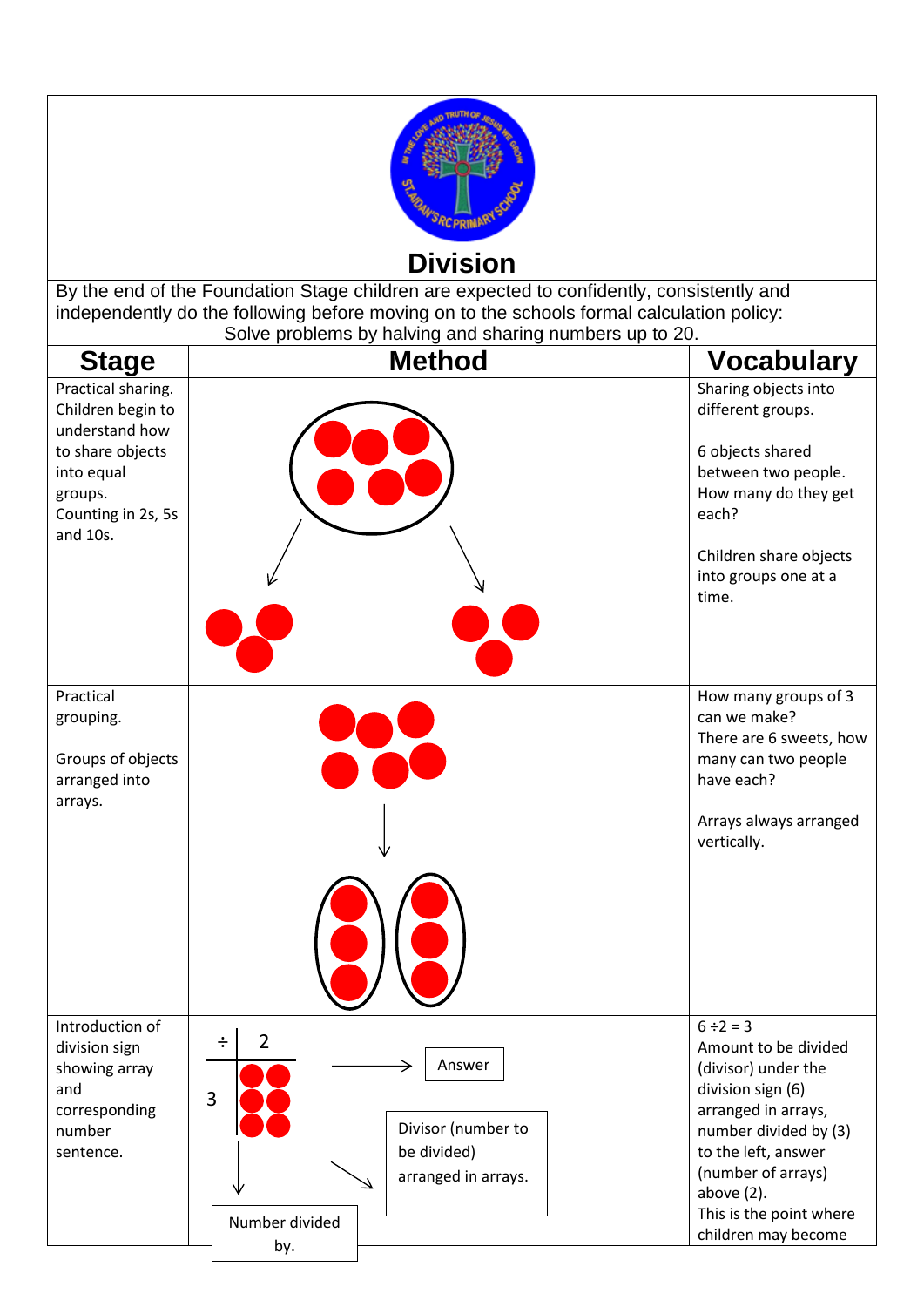# Division

By the end of the Foundation Stage children are expected to confidently, consistently and independently do the following before moving on to the schools formal calculation policy:

Solve problems by halving and sharing numbers up to 20.

| Stage | Method | Vocabulary |
| --- | --- | --- |
| Practical sharing. Children begin to understand how to share objects into equal groups. Counting in 2s, 5s and 10s. | | Sharing objects into different groups.<br><br>6 objects shared between two people. How many do they get each?<br><br>Children share objects into groups one at a time. |
| Practical grouping.<br><br>Groups of objects arranged into arrays. | | How many groups of 3 can we make? There are 6 sweets, how many can two people have each?<br><br>Arrays always arranged vertically. |
| Introduction of division sign showing array and corresponding number sentence. | ÷ 2<br>3<br>Answer<br>Divisor (number to be divided) arranged in arrays.<br>Number divided by. | $6 \div 2 = 3$<br>Amount to be divided (divisor) under the division sign (6) arranged in arrays, number divided by (3) to the left, answer (number of arrays) above (2).<br>This is the point where children may become |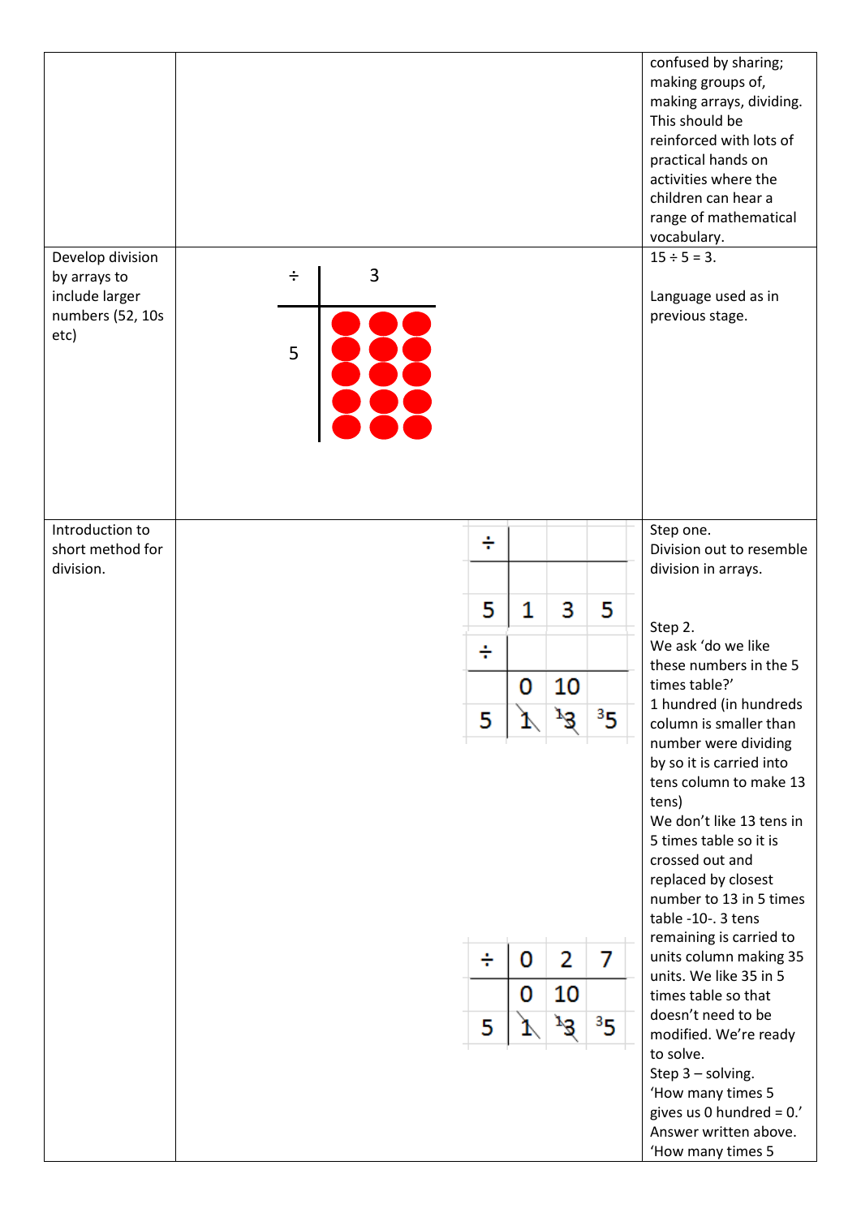| | | |
|---|---|---|
| | | confused by sharing; making groups of, making arrays, dividing. This should be reinforced with lots of practical hands on activities where the children can hear a range of mathematical vocabulary. |
| Develop division by arrays to include larger numbers (52, 10s etc) | ÷ 3 / 5 (array of 5 rows of 3 dots) | 15 ÷ 5 = 3.<br><br>Language used as in previous stage. |
| Introduction to short method for division. | ÷ \| \| \| <br>5 \| 1 \| 3 \| 5<br><br>÷ \| \| \| <br>\| 0 \| 10 \| <br>5 \| ~~1~~ \| ~~13~~ \| 35<br><br>÷ \| 0 \| 2 \| 7<br>\| 0 \| 10 \| <br>5 \| ~~1~~ \| ~~13~~ \| 35 | Step one.<br>Division out to resemble division in arrays.<br><br>Step 2.<br>We ask 'do we like these numbers in the 5 times table?'<br>1 hundred (in hundreds column is smaller than number were dividing by so it is carried into tens column to make 13 tens)<br>We don't like 13 tens in 5 times table so it is crossed out and replaced by closest number to 13 in 5 times table -10-. 3 tens remaining is carried to units column making 35 units. We like 35 in 5 times table so that doesn't need to be modified. We're ready to solve.<br>Step 3 – solving.<br>'How many times 5 gives us 0 hundred = 0.'<br>Answer written above.<br>'How many times 5 |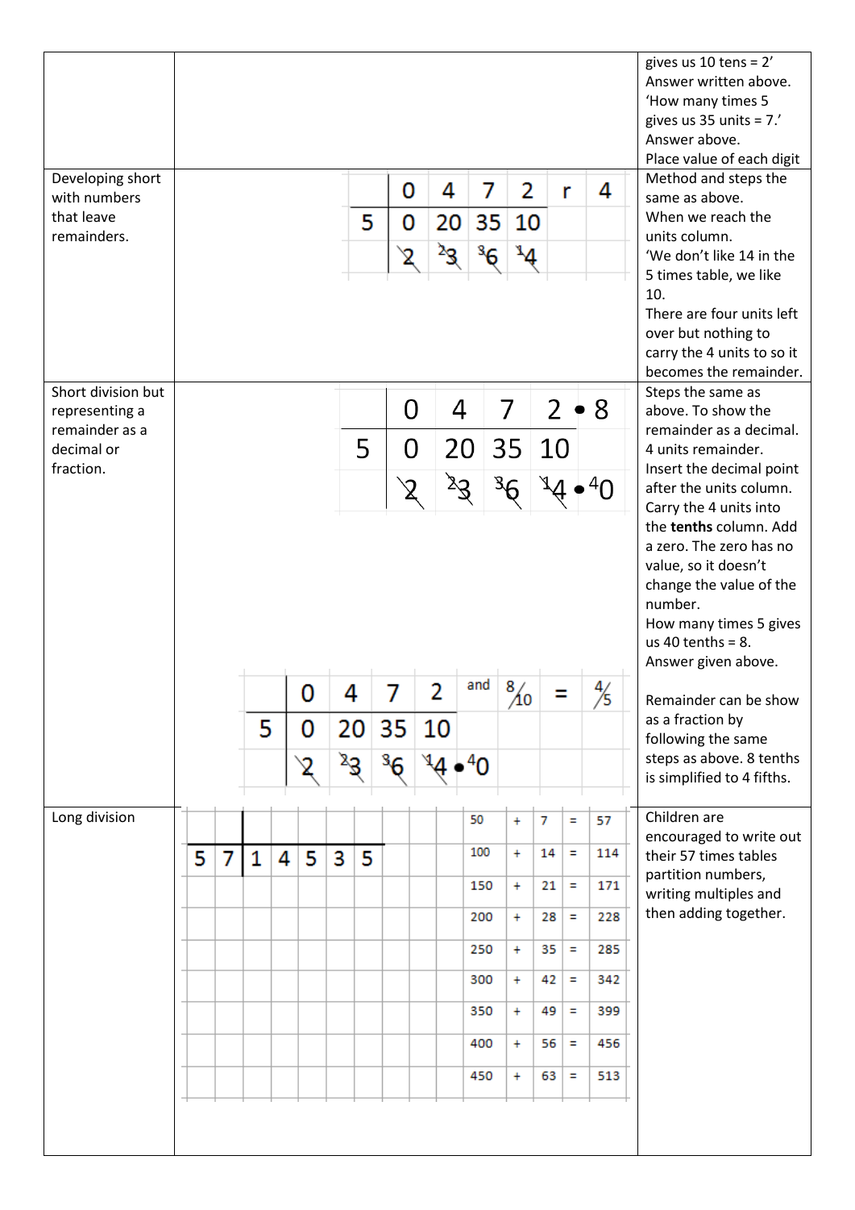| | | |
|---|---|---|
| | | gives us 10 tens = 2' Answer written above. 'How many times 5 gives us 35 units = 7.' Answer above. Place value of each digit |
| Developing short with numbers that leave remainders. | 0 4 7 2 r 4 <br> 5 ) 0 20 35 10 <br> 2 23 36 14 | Method and steps the same as above. When we reach the units column. 'We don't like 14 in the 5 times table, we like 10. There are four units left over but nothing to carry the 4 units to so it becomes the remainder. |
| Short division but representing a remainder as a decimal or fraction. | 0 4 7 2 • 8 <br> 5 ) 0 20 35 10 <br> 2 23 36 14 • 40 | Steps the same as above. To show the remainder as a decimal. 4 units remainder. Insert the decimal point after the units column. Carry the 4 units into the **tenths** column. Add a zero. The zero has no value, so it doesn't change the value of the number. How many times 5 gives us 40 tenths = 8. Answer given above. |
| | 0 4 7 2 and 8/10 = 4/5 <br> 5 ) 0 20 35 10 <br> 2 23 36 14 • 40 | Remainder can be show as a fraction by following the same steps as above. 8 tenths is simplified to 4 fifths. |
| Long division | 57 ) 1 4 5 3 5 <br><br> 50 + 7 = 57 <br> 100 + 14 = 114 <br> 150 + 21 = 171 <br> 200 + 28 = 228 <br> 250 + 35 = 285 <br> 300 + 42 = 342 <br> 350 + 49 = 399 <br> 400 + 56 = 456 <br> 450 + 63 = 513 | Children are encouraged to write out their 57 times tables partition numbers, writing multiples and then adding together. |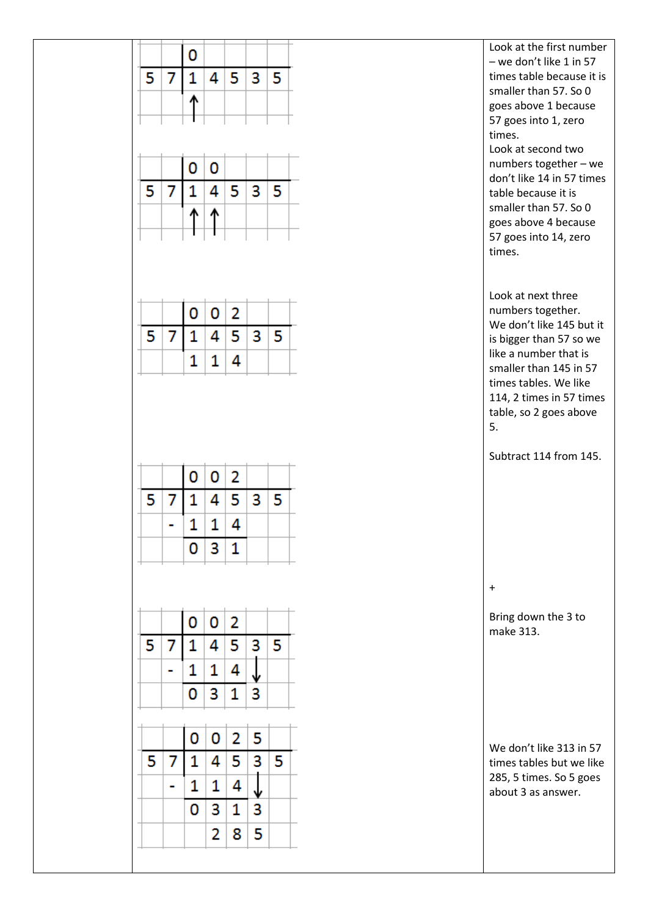| | Division grids | Explanation |
|---|---|---|
| | $$\begin{array}{cc|ccccc} & & 0 & & & & \\ \hline 5 & 7 & 1 & 4 & 5 & 3 & 5 \\ & & \uparrow & & & & \end{array}$$ | Look at the first number – we don't like 1 in 57 times table because it is smaller than 57. So 0 goes above 1 because 57 goes into 1, zero times. |
| | $$\begin{array}{cc|ccccc} & & 0 & 0 & & & \\ \hline 5 & 7 & 1 & 4 & 5 & 3 & 5 \\ & & \uparrow & \uparrow & & & \end{array}$$ | Look at second two numbers together – we don't like 14 in 57 times table because it is smaller than 57. So 0 goes above 4 because 57 goes into 14, zero times. |
| | $$\begin{array}{cc|ccccc} & & 0 & 0 & 2 & & \\ \hline 5 & 7 & 1 & 4 & 5 & 3 & 5 \\ & & 1 & 1 & 4 & & \end{array}$$ | Look at next three numbers together. We don't like 145 but it is bigger than 57 so we like a number that is smaller than 145 in 57 times tables. We like 114, 2 times in 57 times table, so 2 goes above 5. |
| | $$\begin{array}{cc|ccccc} & & 0 & 0 & 2 & & \\ \hline 5 & 7 & 1 & 4 & 5 & 3 & 5 \\ & - & 1 & 1 & 4 & & \\ \cline{3-5} & & 0 & 3 & 1 & & \end{array}$$ | Subtract 114 from 145. |
| | $$\begin{array}{cc|ccccc} & & 0 & 0 & 2 & & \\ \hline 5 & 7 & 1 & 4 & 5 & 3 & 5 \\ & - & 1 & 1 & 4 & \downarrow & \\ \cline{3-5} & & 0 & 3 & 1 & 3 & \end{array}$$ | + <br><br> Bring down the 3 to make 313. |
| | $$\begin{array}{cc|ccccc} & & 0 & 0 & 2 & 5 & \\ \hline 5 & 7 & 1 & 4 & 5 & 3 & 5 \\ & - & 1 & 1 & 4 & \downarrow & \\ \cline{3-5} & & 0 & 3 & 1 & 3 & \\ & & & 2 & 8 & 5 & \end{array}$$ | We don't like 313 in 57 times tables but we like 285, 5 times. So 5 goes about 3 as answer. |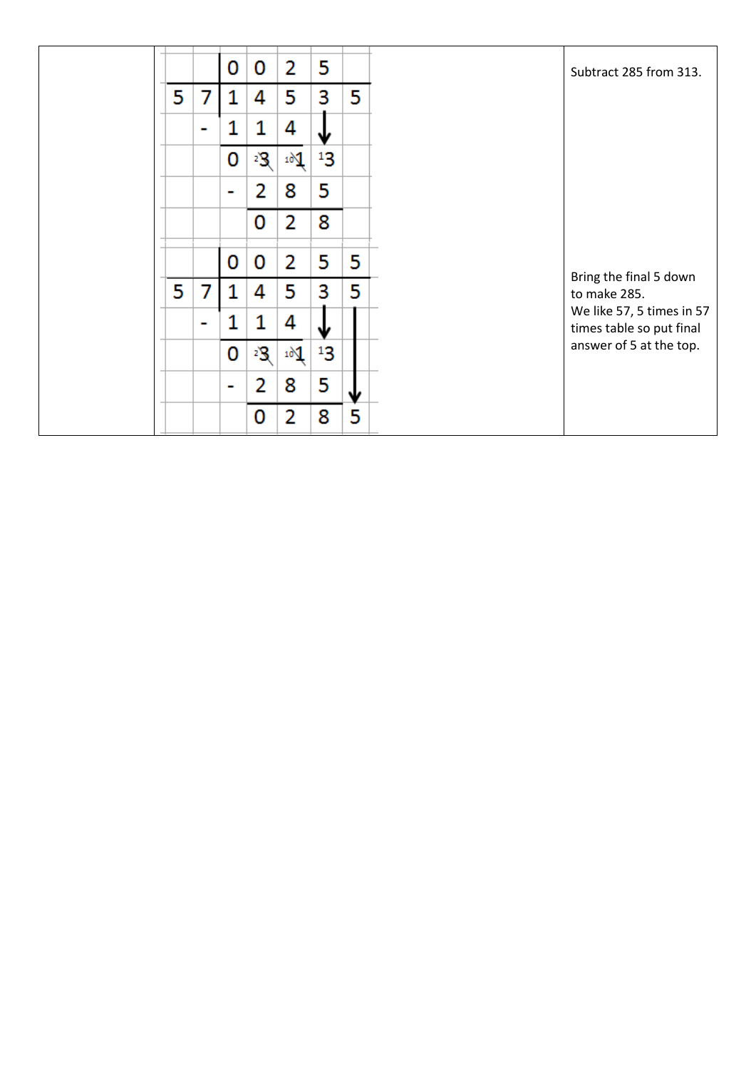| | | |
|---|---|---|
| | ```
      0 0 2 5
57 | 1 4 5 3 5
   - 1 1 4 ↓
     0 ²3̸ ¹⁰1̸ ¹3
     - 2 8 5
       0 2 8
``` | Subtract 285 from 313. |
| | ```
      0 0 2 5 5
57 | 1 4 5 3 5
   - 1 1 4 ↓ |
     0 ²3̸ ¹⁰1̸ ¹3 |
     - 2 8 5 ↓
       0 2 8 5
``` | Bring the final 5 down to make 285. We like 57, 5 times in 57 times table so put final answer of 5 at the top. |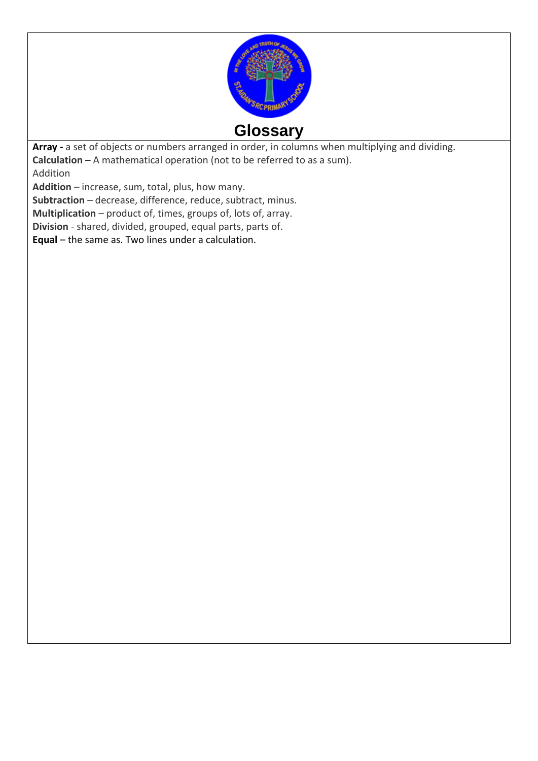# Glossary

**Array -** a set of objects or numbers arranged in order, in columns when multiplying and dividing.
**Calculation –** A mathematical operation (not to be referred to as a sum).
Addition
**Addition** – increase, sum, total, plus, how many.
**Subtraction** – decrease, difference, reduce, subtract, minus.
**Multiplication** – product of, times, groups of, lots of, array.
**Division** - shared, divided, grouped, equal parts, parts of.
**Equal** – the same as. Two lines under a calculation.